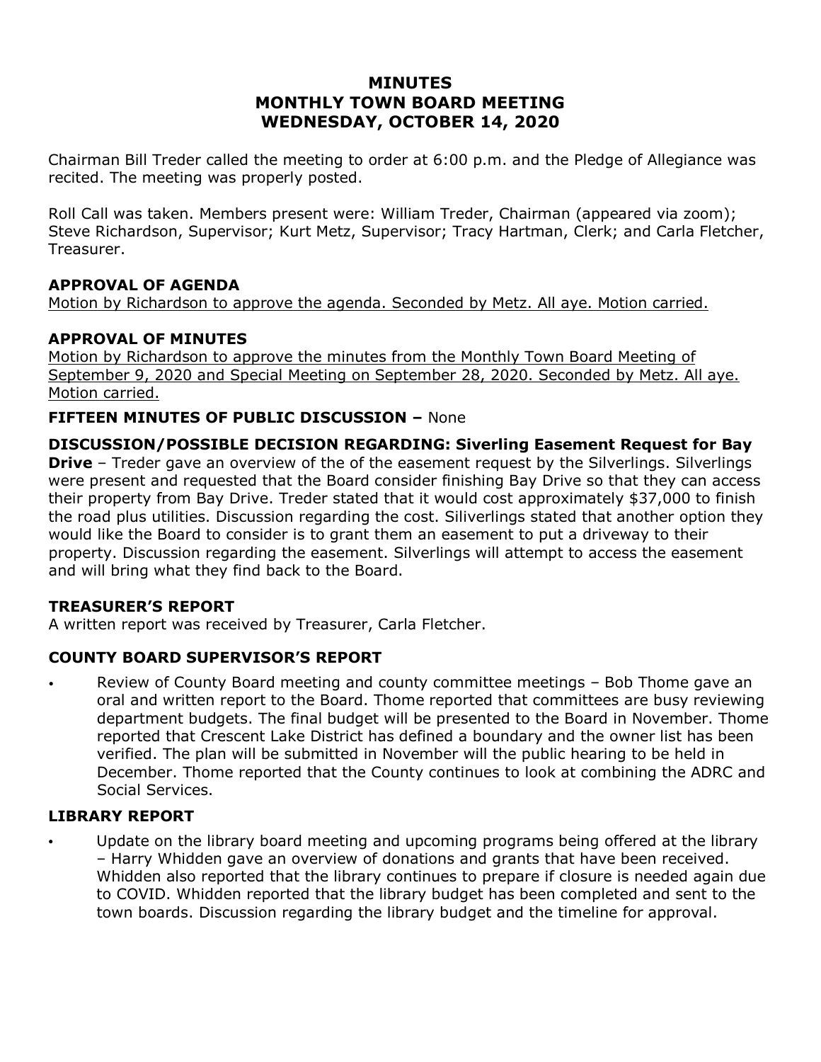# MINUTES
# MONTHLY TOWN BOARD MEETING
# WEDNESDAY, OCTOBER 14, 2020

Chairman Bill Treder called the meeting to order at 6:00 p.m. and the Pledge of Allegiance was recited. The meeting was properly posted.

Roll Call was taken. Members present were: William Treder, Chairman (appeared via zoom); Steve Richardson, Supervisor; Kurt Metz, Supervisor; Tracy Hartman, Clerk; and Carla Fletcher, Treasurer.

**APPROVAL OF AGENDA**

<u>Motion by Richardson to approve the agenda. Seconded by Metz. All aye. Motion carried.</u>

**APPROVAL OF MINUTES**

<u>Motion by Richardson to approve the minutes from the Monthly Town Board Meeting of September 9, 2020 and Special Meeting on September 28, 2020. Seconded by Metz. All aye. Motion carried.</u>

**FIFTEEN MINUTES OF PUBLIC DISCUSSION –** None

**DISCUSSION/POSSIBLE DECISION REGARDING: Siverling Easement Request for Bay Drive** – Treder gave an overview of the of the easement request by the Silverlings. Silverlings were present and requested that the Board consider finishing Bay Drive so that they can access their property from Bay Drive. Treder stated that it would cost approximately $37,000 to finish the road plus utilities. Discussion regarding the cost. Siliverlings stated that another option they would like the Board to consider is to grant them an easement to put a driveway to their property. Discussion regarding the easement. Silverlings will attempt to access the easement and will bring what they find back to the Board.

**TREASURER'S REPORT**

A written report was received by Treasurer, Carla Fletcher.

**COUNTY BOARD SUPERVISOR'S REPORT**

- Review of County Board meeting and county committee meetings – Bob Thome gave an oral and written report to the Board. Thome reported that committees are busy reviewing department budgets. The final budget will be presented to the Board in November. Thome reported that Crescent Lake District has defined a boundary and the owner list has been verified. The plan will be submitted in November will the public hearing to be held in December. Thome reported that the County continues to look at combining the ADRC and Social Services.

**LIBRARY REPORT**

- Update on the library board meeting and upcoming programs being offered at the library – Harry Whidden gave an overview of donations and grants that have been received. Whidden also reported that the library continues to prepare if closure is needed again due to COVID. Whidden reported that the library budget has been completed and sent to the town boards. Discussion regarding the library budget and the timeline for approval.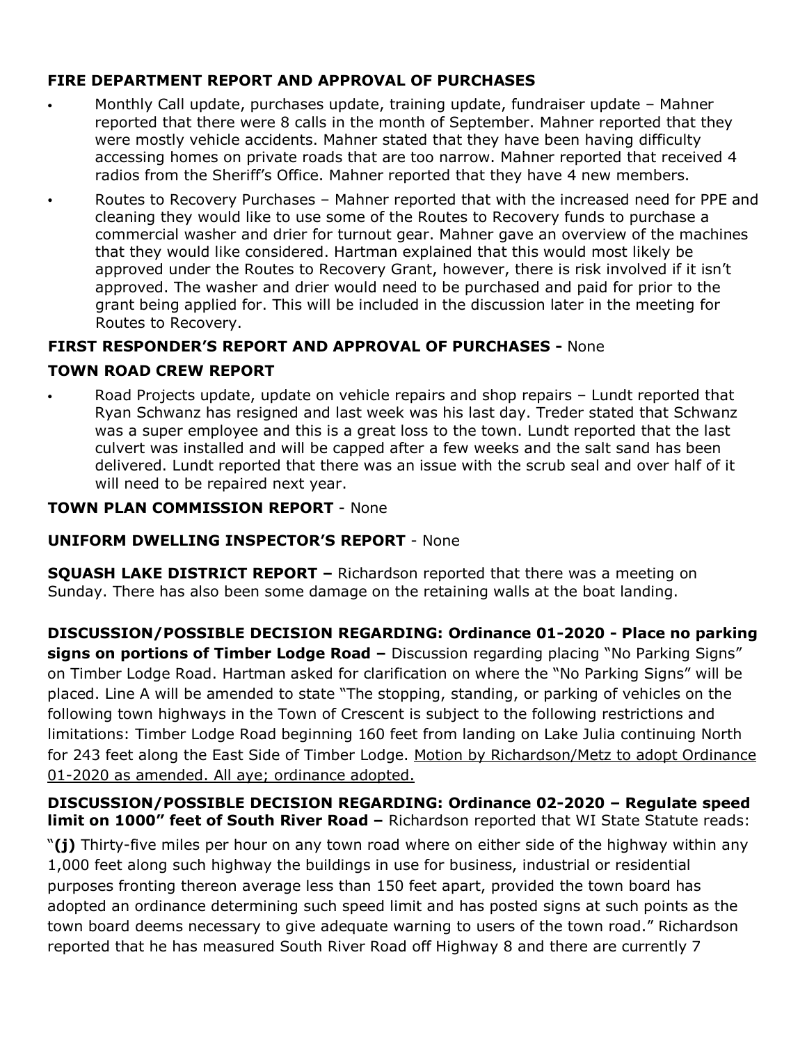**FIRE DEPARTMENT REPORT AND APPROVAL OF PURCHASES**

- Monthly Call update, purchases update, training update, fundraiser update – Mahner reported that there were 8 calls in the month of September. Mahner reported that they were mostly vehicle accidents. Mahner stated that they have been having difficulty accessing homes on private roads that are too narrow. Mahner reported that received 4 radios from the Sheriff's Office. Mahner reported that they have 4 new members.
- Routes to Recovery Purchases – Mahner reported that with the increased need for PPE and cleaning they would like to use some of the Routes to Recovery funds to purchase a commercial washer and drier for turnout gear. Mahner gave an overview of the machines that they would like considered. Hartman explained that this would most likely be approved under the Routes to Recovery Grant, however, there is risk involved if it isn't approved. The washer and drier would need to be purchased and paid for prior to the grant being applied for. This will be included in the discussion later in the meeting for Routes to Recovery.

**FIRST RESPONDER'S REPORT AND APPROVAL OF PURCHASES -** None

**TOWN ROAD CREW REPORT**

- Road Projects update, update on vehicle repairs and shop repairs – Lundt reported that Ryan Schwanz has resigned and last week was his last day. Treder stated that Schwanz was a super employee and this is a great loss to the town. Lundt reported that the last culvert was installed and will be capped after a few weeks and the salt sand has been delivered. Lundt reported that there was an issue with the scrub seal and over half of it will need to be repaired next year.

**TOWN PLAN COMMISSION REPORT** - None

**UNIFORM DWELLING INSPECTOR'S REPORT** - None

**SQUASH LAKE DISTRICT REPORT –** Richardson reported that there was a meeting on Sunday. There has also been some damage on the retaining walls at the boat landing.

**DISCUSSION/POSSIBLE DECISION REGARDING: Ordinance 01-2020 - Place no parking signs on portions of Timber Lodge Road –** Discussion regarding placing "No Parking Signs" on Timber Lodge Road. Hartman asked for clarification on where the "No Parking Signs" will be placed. Line A will be amended to state "The stopping, standing, or parking of vehicles on the following town highways in the Town of Crescent is subject to the following restrictions and limitations: Timber Lodge Road beginning 160 feet from landing on Lake Julia continuing North for 243 feet along the East Side of Timber Lodge. <u>Motion by Richardson/Metz to adopt Ordinance 01-2020 as amended. All aye; ordinance adopted.</u>

**DISCUSSION/POSSIBLE DECISION REGARDING: Ordinance 02-2020 – Regulate speed limit on 1000" feet of South River Road –** Richardson reported that WI State Statute reads:

"**(j)** Thirty-five miles per hour on any town road where on either side of the highway within any 1,000 feet along such highway the buildings in use for business, industrial or residential purposes fronting thereon average less than 150 feet apart, provided the town board has adopted an ordinance determining such speed limit and has posted signs at such points as the town board deems necessary to give adequate warning to users of the town road." Richardson reported that he has measured South River Road off Highway 8 and there are currently 7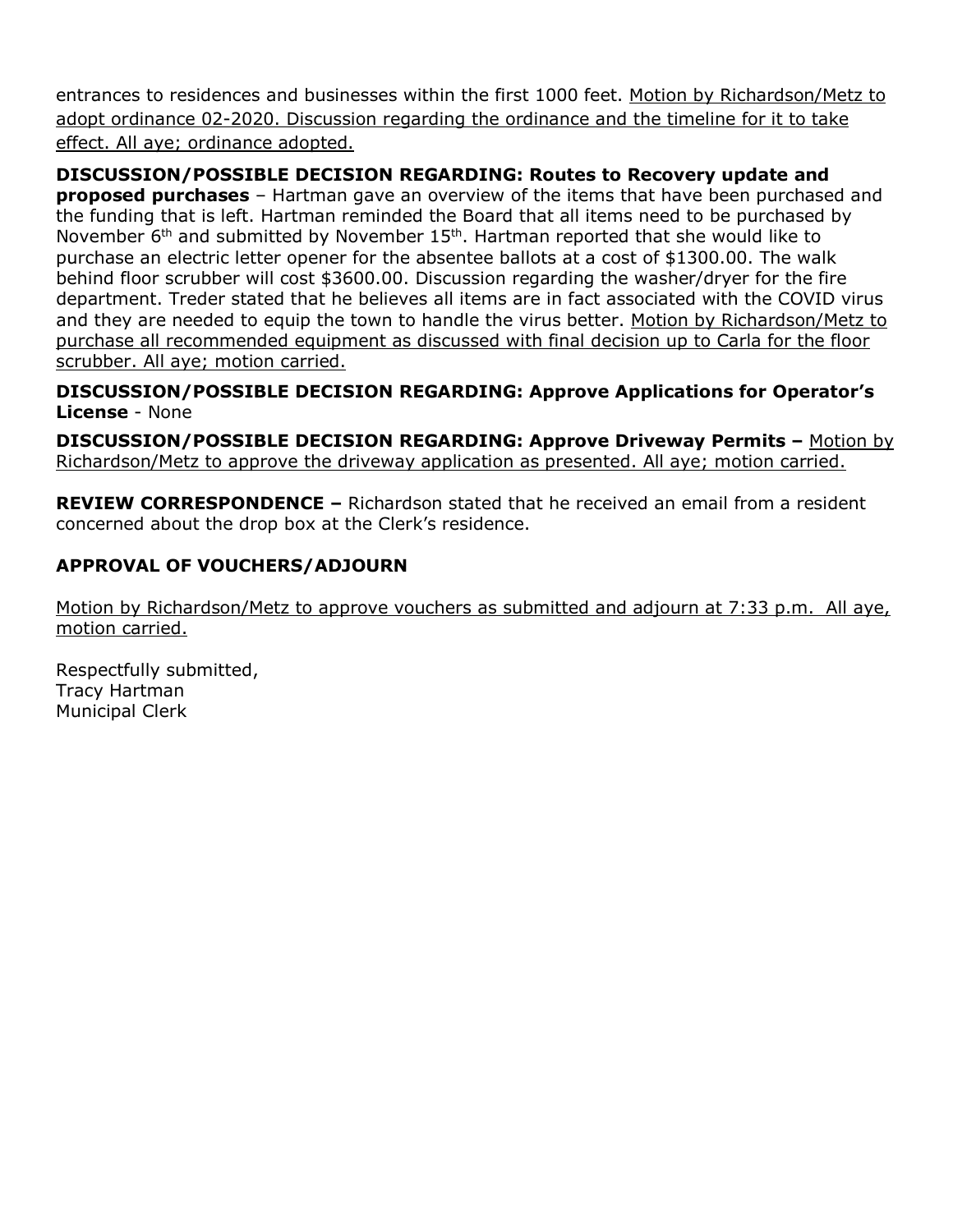entrances to residences and businesses within the first 1000 feet. Motion by Richardson/Metz to adopt ordinance 02-2020. Discussion regarding the ordinance and the timeline for it to take effect. All aye; ordinance adopted.

**DISCUSSION/POSSIBLE DECISION REGARDING: Routes to Recovery update and proposed purchases** – Hartman gave an overview of the items that have been purchased and the funding that is left. Hartman reminded the Board that all items need to be purchased by November 6th and submitted by November 15th. Hartman reported that she would like to purchase an electric letter opener for the absentee ballots at a cost of $1300.00. The walk behind floor scrubber will cost $3600.00. Discussion regarding the washer/dryer for the fire department. Treder stated that he believes all items are in fact associated with the COVID virus and they are needed to equip the town to handle the virus better. Motion by Richardson/Metz to purchase all recommended equipment as discussed with final decision up to Carla for the floor scrubber. All aye; motion carried.

**DISCUSSION/POSSIBLE DECISION REGARDING: Approve Applications for Operator's License** - None

**DISCUSSION/POSSIBLE DECISION REGARDING: Approve Driveway Permits –** Motion by Richardson/Metz to approve the driveway application as presented. All aye; motion carried.

**REVIEW CORRESPONDENCE –** Richardson stated that he received an email from a resident concerned about the drop box at the Clerk's residence.

**APPROVAL OF VOUCHERS/ADJOURN**

Motion by Richardson/Metz to approve vouchers as submitted and adjourn at 7:33 p.m. All aye, motion carried.

Respectfully submitted,
Tracy Hartman
Municipal Clerk